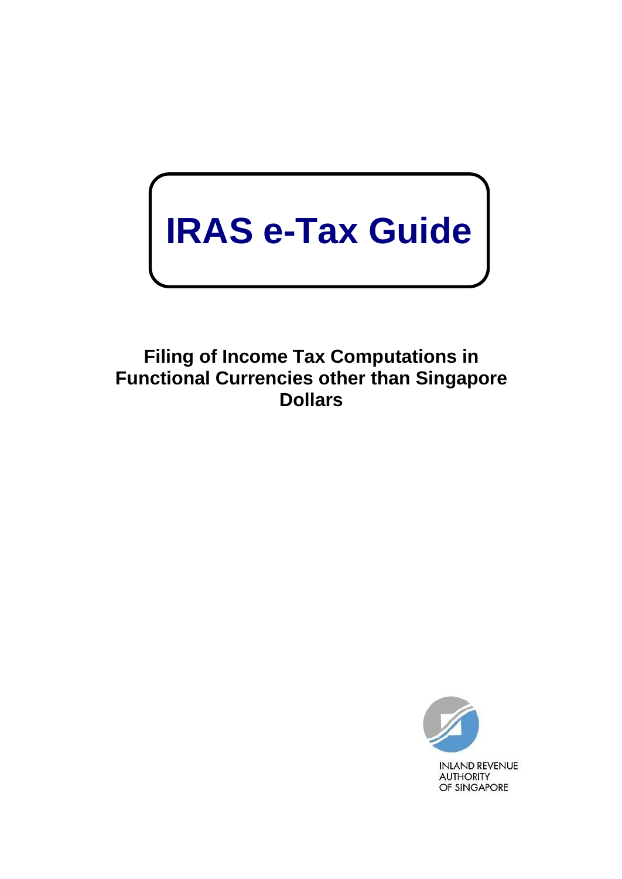# IRAS e-Tax Guide

## Filing of Income Tax Computations in Functional Currencies other than Singapore Dollars

INLAND REVENUE AUTHORITY OF SINGAPORE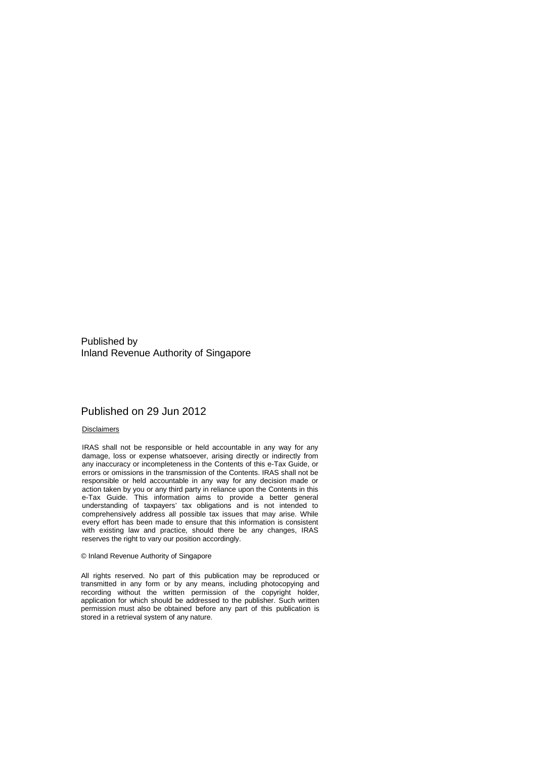Published by
Inland Revenue Authority of Singapore

Published on 29 Jun 2012

Disclaimers

IRAS shall not be responsible or held accountable in any way for any damage, loss or expense whatsoever, arising directly or indirectly from any inaccuracy or incompleteness in the Contents of this e-Tax Guide, or errors or omissions in the transmission of the Contents. IRAS shall not be responsible or held accountable in any way for any decision made or action taken by you or any third party in reliance upon the Contents in this e-Tax Guide. This information aims to provide a better general understanding of taxpayers' tax obligations and is not intended to comprehensively address all possible tax issues that may arise. While every effort has been made to ensure that this information is consistent with existing law and practice, should there be any changes, IRAS reserves the right to vary our position accordingly.

© Inland Revenue Authority of Singapore

All rights reserved. No part of this publication may be reproduced or transmitted in any form or by any means, including photocopying and recording without the written permission of the copyright holder, application for which should be addressed to the publisher. Such written permission must also be obtained before any part of this publication is stored in a retrieval system of any nature.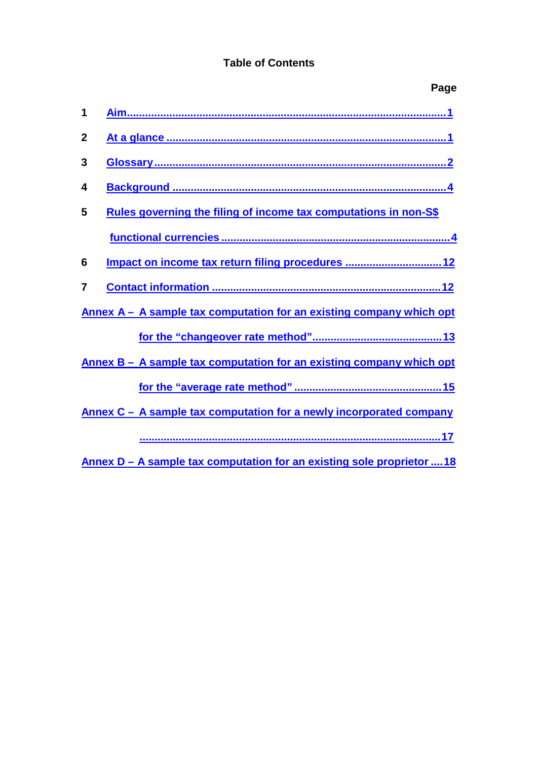## Table of Contents

| | | Page |
|---|---|---|
| 1 | Aim | 1 |
| 2 | At a glance | 1 |
| 3 | Glossary | 2 |
| 4 | Background | 4 |
| 5 | Rules governing the filing of income tax computations in non-S$ functional currencies | 4 |
| 6 | Impact on income tax return filing procedures | 12 |
| 7 | Contact information | 12 |
| Annex A – | A sample tax computation for an existing company which opt for the "changeover rate method" | 13 |
| Annex B – | A sample tax computation for an existing company which opt for the "average rate method" | 15 |
| Annex C – | A sample tax computation for a newly incorporated company | 17 |
| Annex D – | A sample tax computation for an existing sole proprietor | 18 |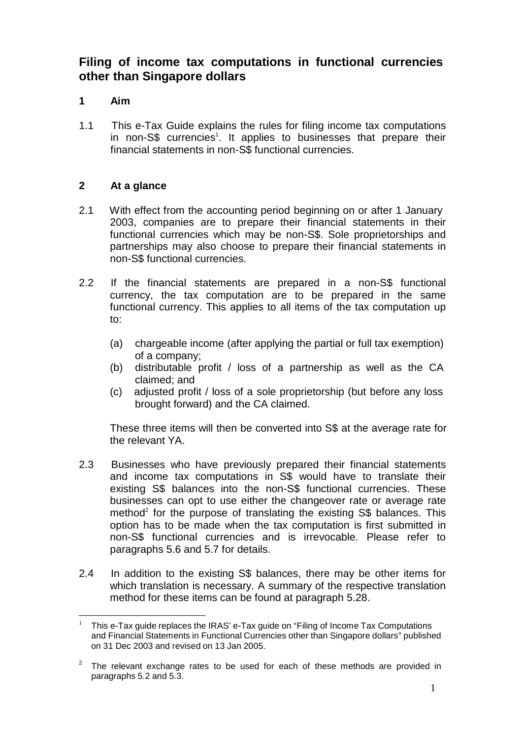# Filing of income tax computations in functional currencies other than Singapore dollars

## 1 Aim

1.1 This e-Tax Guide explains the rules for filing income tax computations in non-S$ currencies[1]. It applies to businesses that prepare their financial statements in non-S$ functional currencies.

## 2 At a glance

2.1 With effect from the accounting period beginning on or after 1 January 2003, companies are to prepare their financial statements in their functional currencies which may be non-S$. Sole proprietorships and partnerships may also choose to prepare their financial statements in non-S$ functional currencies.

2.2 If the financial statements are prepared in a non-S$ functional currency, the tax computation are to be prepared in the same functional currency. This applies to all items of the tax computation up to:

(a) chargeable income (after applying the partial or full tax exemption) of a company;
(b) distributable profit / loss of a partnership as well as the CA claimed; and
(c) adjusted profit / loss of a sole proprietorship (but before any loss brought forward) and the CA claimed.

These three items will then be converted into S$ at the average rate for the relevant YA.

2.3 Businesses who have previously prepared their financial statements and income tax computations in S$ would have to translate their existing S$ balances into the non-S$ functional currencies. These businesses can opt to use either the changeover rate or average rate method[2] for the purpose of translating the existing S$ balances. This option has to be made when the tax computation is first submitted in non-S$ functional currencies and is irrevocable. Please refer to paragraphs 5.6 and 5.7 for details.

2.4 In addition to the existing S$ balances, there may be other items for which translation is necessary. A summary of the respective translation method for these items can be found at paragraph 5.28.

---

[1] This e-Tax guide replaces the IRAS' e-Tax guide on "Filing of Income Tax Computations and Financial Statements in Functional Currencies other than Singapore dollars" published on 31 Dec 2003 and revised on 13 Jan 2005.

[2] The relevant exchange rates to be used for each of these methods are provided in paragraphs 5.2 and 5.3.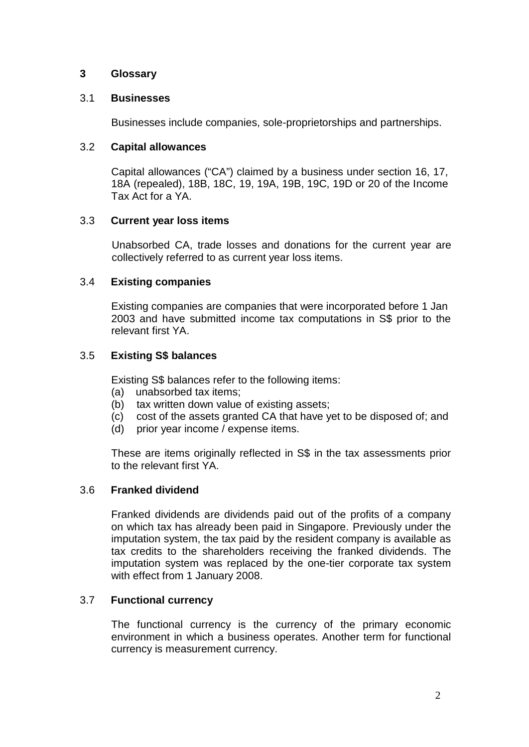## 3 Glossary

### 3.1 Businesses

Businesses include companies, sole-proprietorships and partnerships.

### 3.2 Capital allowances

Capital allowances ("CA") claimed by a business under section 16, 17, 18A (repealed), 18B, 18C, 19, 19A, 19B, 19C, 19D or 20 of the Income Tax Act for a YA.

### 3.3 Current year loss items

Unabsorbed CA, trade losses and donations for the current year are collectively referred to as current year loss items.

### 3.4 Existing companies

Existing companies are companies that were incorporated before 1 Jan 2003 and have submitted income tax computations in S$ prior to the relevant first YA.

### 3.5 Existing S$ balances

Existing S$ balances refer to the following items:

(a) unabsorbed tax items;
(b) tax written down value of existing assets;
(c) cost of the assets granted CA that have yet to be disposed of; and
(d) prior year income / expense items.

These are items originally reflected in S$ in the tax assessments prior to the relevant first YA.

### 3.6 Franked dividend

Franked dividends are dividends paid out of the profits of a company on which tax has already been paid in Singapore. Previously under the imputation system, the tax paid by the resident company is available as tax credits to the shareholders receiving the franked dividends. The imputation system was replaced by the one-tier corporate tax system with effect from 1 January 2008.

### 3.7 Functional currency

The functional currency is the currency of the primary economic environment in which a business operates. Another term for functional currency is measurement currency.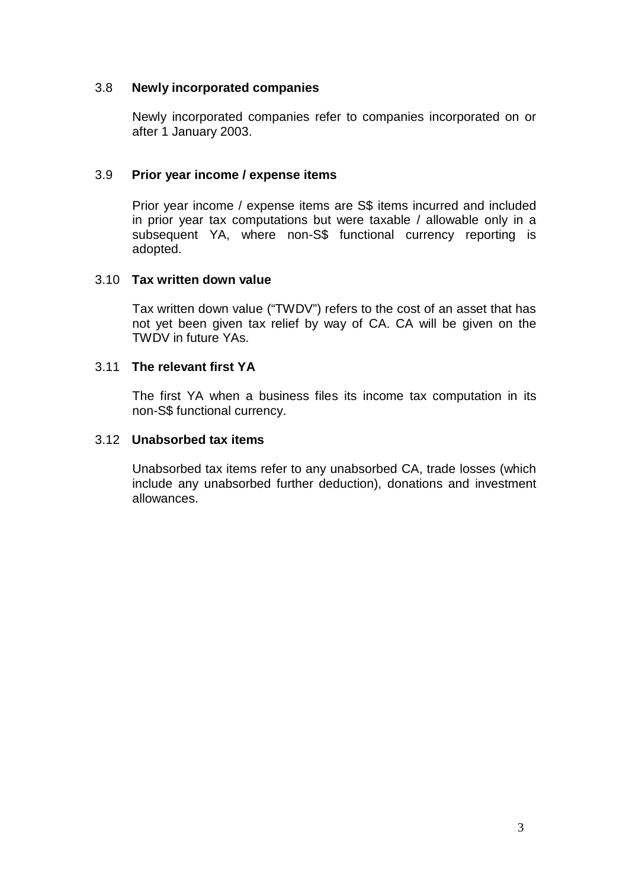### 3.8 Newly incorporated companies

Newly incorporated companies refer to companies incorporated on or after 1 January 2003.

### 3.9 Prior year income / expense items

Prior year income / expense items are S$ items incurred and included in prior year tax computations but were taxable / allowable only in a subsequent YA, where non-S$ functional currency reporting is adopted.

### 3.10 Tax written down value

Tax written down value ("TWDV") refers to the cost of an asset that has not yet been given tax relief by way of CA. CA will be given on the TWDV in future YAs.

### 3.11 The relevant first YA

The first YA when a business files its income tax computation in its non-S$ functional currency.

### 3.12 Unabsorbed tax items

Unabsorbed tax items refer to any unabsorbed CA, trade losses (which include any unabsorbed further deduction), donations and investment allowances.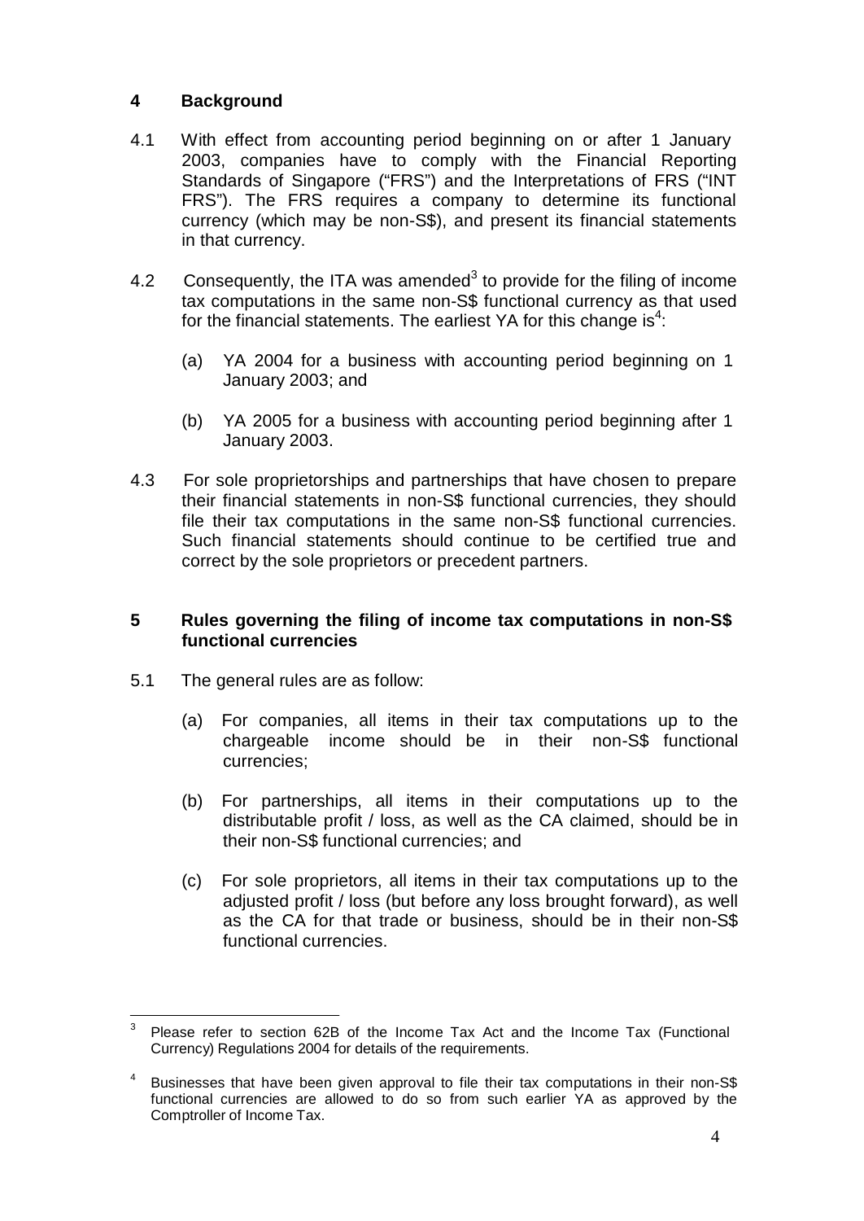## 4 Background

4.1 With effect from accounting period beginning on or after 1 January 2003, companies have to comply with the Financial Reporting Standards of Singapore ("FRS") and the Interpretations of FRS ("INT FRS"). The FRS requires a company to determine its functional currency (which may be non-S$), and present its financial statements in that currency.

4.2 Consequently, the ITA was amended[3] to provide for the filing of income tax computations in the same non-S$ functional currency as that used for the financial statements. The earliest YA for this change is[4]:

(a) YA 2004 for a business with accounting period beginning on 1 January 2003; and

(b) YA 2005 for a business with accounting period beginning after 1 January 2003.

4.3 For sole proprietorships and partnerships that have chosen to prepare their financial statements in non-S$ functional currencies, they should file their tax computations in the same non-S$ functional currencies. Such financial statements should continue to be certified true and correct by the sole proprietors or precedent partners.

## 5 Rules governing the filing of income tax computations in non-S$ functional currencies

5.1 The general rules are as follow:

(a) For companies, all items in their tax computations up to the chargeable income should be in their non-S$ functional currencies;

(b) For partnerships, all items in their computations up to the distributable profit / loss, as well as the CA claimed, should be in their non-S$ functional currencies; and

(c) For sole proprietors, all items in their tax computations up to the adjusted profit / loss (but before any loss brought forward), as well as the CA for that trade or business, should be in their non-S$ functional currencies.

---

[3] Please refer to section 62B of the Income Tax Act and the Income Tax (Functional Currency) Regulations 2004 for details of the requirements.

[4] Businesses that have been given approval to file their tax computations in their non-S$ functional currencies are allowed to do so from such earlier YA as approved by the Comptroller of Income Tax.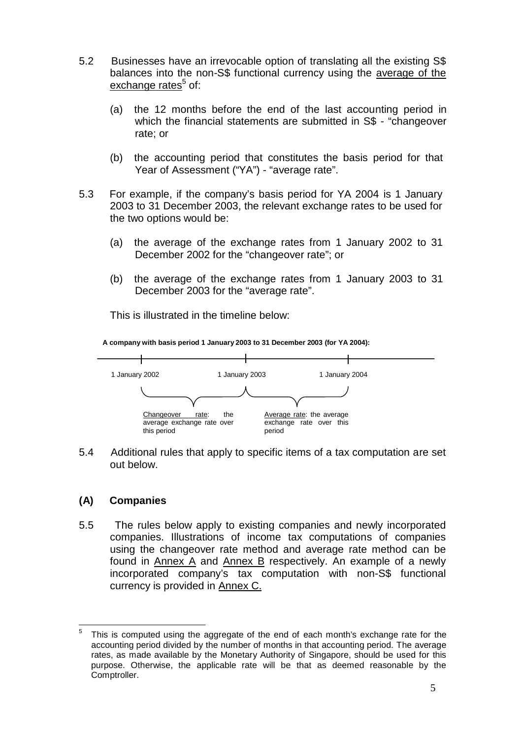5.2 Businesses have an irrevocable option of translating all the existing S$ balances into the non-S$ functional currency using the average of the exchange rates[5] of:

(a) the 12 months before the end of the last accounting period in which the financial statements are submitted in S$ - "changeover rate; or

(b) the accounting period that constitutes the basis period for that Year of Assessment ("YA") - "average rate".

5.3 For example, if the company's basis period for YA 2004 is 1 January 2003 to 31 December 2003, the relevant exchange rates to be used for the two options would be:

(a) the average of the exchange rates from 1 January 2002 to 31 December 2002 for the "changeover rate"; or

(b) the average of the exchange rates from 1 January 2003 to 31 December 2003 for the "average rate".

This is illustrated in the timeline below:

**A company with basis period 1 January 2003 to 31 December 2003 (for YA 2004):**

| 1 January 2002 | 1 January 2003 | 1 January 2004 |
|---|---|---|

- 1 January 2002 to 1 January 2003 — Changeover rate: the average exchange rate over this period
- 1 January 2003 to 1 January 2004 — Average rate: the average exchange rate over this period

5.4 Additional rules that apply to specific items of a tax computation are set out below.

### (A) Companies

5.5 The rules below apply to existing companies and newly incorporated companies. Illustrations of income tax computations of companies using the changeover rate method and average rate method can be found in Annex A and Annex B respectively. An example of a newly incorporated company's tax computation with non-S$ functional currency is provided in Annex C.

[5] This is computed using the aggregate of the end of each month's exchange rate for the accounting period divided by the number of months in that accounting period. The average rates, as made available by the Monetary Authority of Singapore, should be used for this purpose. Otherwise, the applicable rate will be that as deemed reasonable by the Comptroller.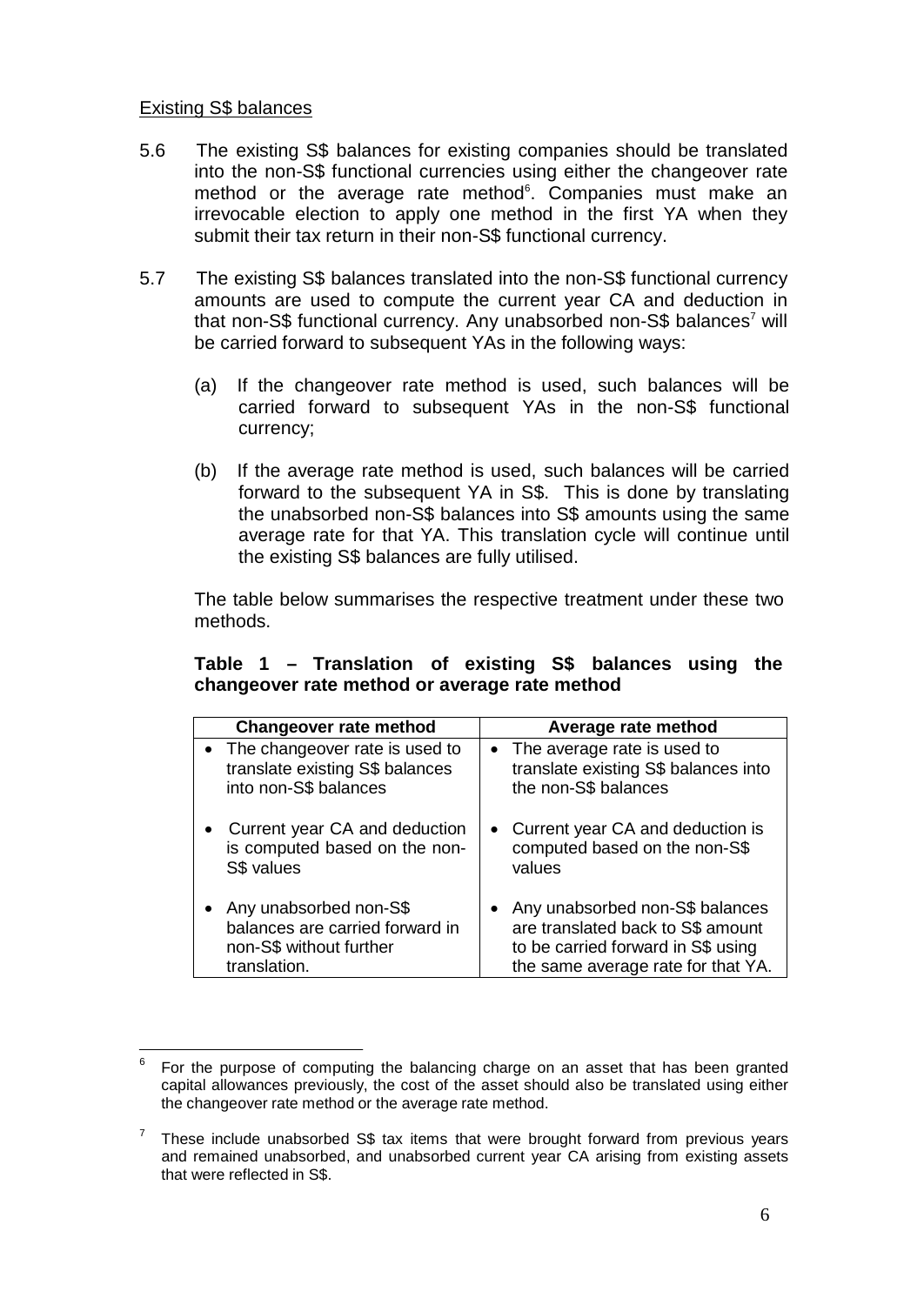Existing S$ balances

5.6 The existing S$ balances for existing companies should be translated into the non-S$ functional currencies using either the changeover rate method or the average rate method[6]. Companies must make an irrevocable election to apply one method in the first YA when they submit their tax return in their non-S$ functional currency.

5.7 The existing S$ balances translated into the non-S$ functional currency amounts are used to compute the current year CA and deduction in that non-S$ functional currency. Any unabsorbed non-S$ balances[7] will be carried forward to subsequent YAs in the following ways:

(a) If the changeover rate method is used, such balances will be carried forward to subsequent YAs in the non-S$ functional currency;

(b) If the average rate method is used, such balances will be carried forward to the subsequent YA in S$. This is done by translating the unabsorbed non-S$ balances into S$ amounts using the same average rate for that YA. This translation cycle will continue until the existing S$ balances are fully utilised.

The table below summarises the respective treatment under these two methods.

**Table 1 – Translation of existing S$ balances using the changeover rate method or average rate method**

| Changeover rate method | Average rate method |
| --- | --- |
| • The changeover rate is used to translate existing S$ balances into non-S$ balances | • The average rate is used to translate existing S$ balances into the non-S$ balances |
| • Current year CA and deduction is computed based on the non-S$ values | • Current year CA and deduction is computed based on the non-S$ values |
| • Any unabsorbed non-S$ balances are carried forward in non-S$ without further translation. | • Any unabsorbed non-S$ balances are translated back to S$ amount to be carried forward in S$ using the same average rate for that YA. |

---

[6] For the purpose of computing the balancing charge on an asset that has been granted capital allowances previously, the cost of the asset should also be translated using either the changeover rate method or the average rate method.

[7] These include unabsorbed S$ tax items that were brought forward from previous years and remained unabsorbed, and unabsorbed current year CA arising from existing assets that were reflected in S$.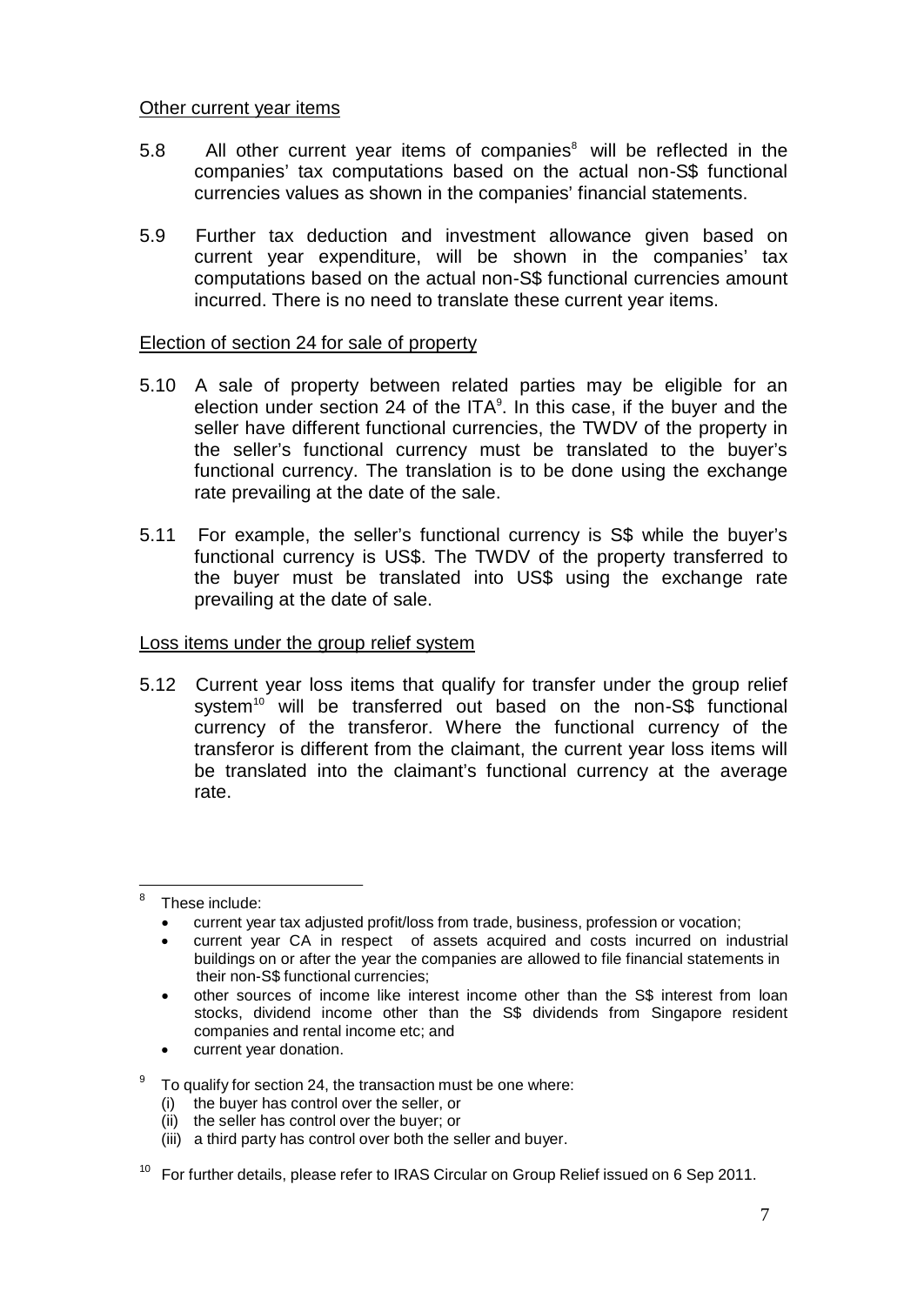Other current year items

5.8 All other current year items of companies[8] will be reflected in the companies' tax computations based on the actual non-S$ functional currencies values as shown in the companies' financial statements.

5.9 Further tax deduction and investment allowance given based on current year expenditure, will be shown in the companies' tax computations based on the actual non-S$ functional currencies amount incurred. There is no need to translate these current year items.

Election of section 24 for sale of property

5.10 A sale of property between related parties may be eligible for an election under section 24 of the ITA[9]. In this case, if the buyer and the seller have different functional currencies, the TWDV of the property in the seller's functional currency must be translated to the buyer's functional currency. The translation is to be done using the exchange rate prevailing at the date of the sale.

5.11 For example, the seller's functional currency is S$ while the buyer's functional currency is US$. The TWDV of the property transferred to the buyer must be translated into US$ using the exchange rate prevailing at the date of sale.

Loss items under the group relief system

5.12 Current year loss items that qualify for transfer under the group relief system[10] will be transferred out based on the non-S$ functional currency of the transferor. Where the functional currency of the transferor is different from the claimant, the current year loss items will be translated into the claimant's functional currency at the average rate.

---

[8] These include:

- current year tax adjusted profit/loss from trade, business, profession or vocation;
- current year CA in respect of assets acquired and costs incurred on industrial buildings on or after the year the companies are allowed to file financial statements in their non-S$ functional currencies;
- other sources of income like interest income other than the S$ interest from loan stocks, dividend income other than the S$ dividends from Singapore resident companies and rental income etc; and
- current year donation.

[9] To qualify for section 24, the transaction must be one where:
(i) the buyer has control over the seller, or
(ii) the seller has control over the buyer; or
(iii) a third party has control over both the seller and buyer.

[10] For further details, please refer to IRAS Circular on Group Relief issued on 6 Sep 2011.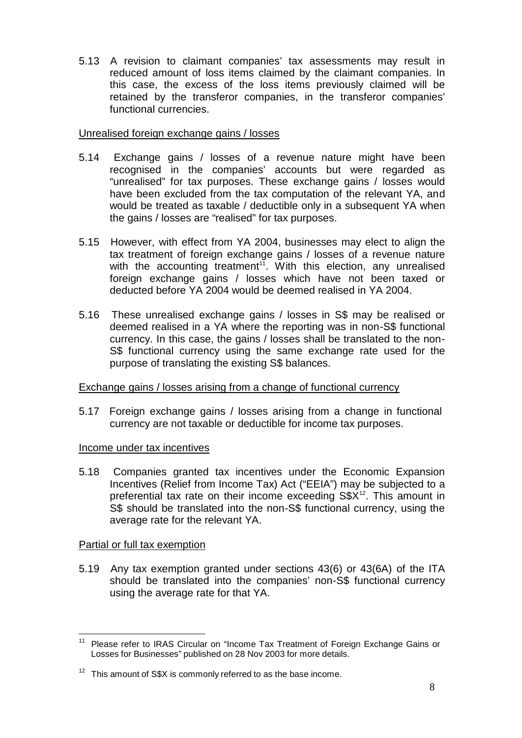5.13 A revision to claimant companies' tax assessments may result in reduced amount of loss items claimed by the claimant companies. In this case, the excess of the loss items previously claimed will be retained by the transferor companies, in the transferor companies' functional currencies.

Unrealised foreign exchange gains / losses

5.14 Exchange gains / losses of a revenue nature might have been recognised in the companies' accounts but were regarded as "unrealised" for tax purposes. These exchange gains / losses would have been excluded from the tax computation of the relevant YA, and would be treated as taxable / deductible only in a subsequent YA when the gains / losses are "realised" for tax purposes.

5.15 However, with effect from YA 2004, businesses may elect to align the tax treatment of foreign exchange gains / losses of a revenue nature with the accounting treatment[11]. With this election, any unrealised foreign exchange gains / losses which have not been taxed or deducted before YA 2004 would be deemed realised in YA 2004.

5.16 These unrealised exchange gains / losses in S$ may be realised or deemed realised in a YA where the reporting was in non-S$ functional currency. In this case, the gains / losses shall be translated to the non-S$ functional currency using the same exchange rate used for the purpose of translating the existing S$ balances.

Exchange gains / losses arising from a change of functional currency

5.17 Foreign exchange gains / losses arising from a change in functional currency are not taxable or deductible for income tax purposes.

Income under tax incentives

5.18 Companies granted tax incentives under the Economic Expansion Incentives (Relief from Income Tax) Act ("EEIA") may be subjected to a preferential tax rate on their income exceeding S$X[12]. This amount in S$ should be translated into the non-S$ functional currency, using the average rate for the relevant YA.

Partial or full tax exemption

5.19 Any tax exemption granted under sections 43(6) or 43(6A) of the ITA should be translated into the companies' non-S$ functional currency using the average rate for that YA.

---

[11] Please refer to IRAS Circular on "Income Tax Treatment of Foreign Exchange Gains or Losses for Businesses" published on 28 Nov 2003 for more details.

[12] This amount of S$X is commonly referred to as the base income.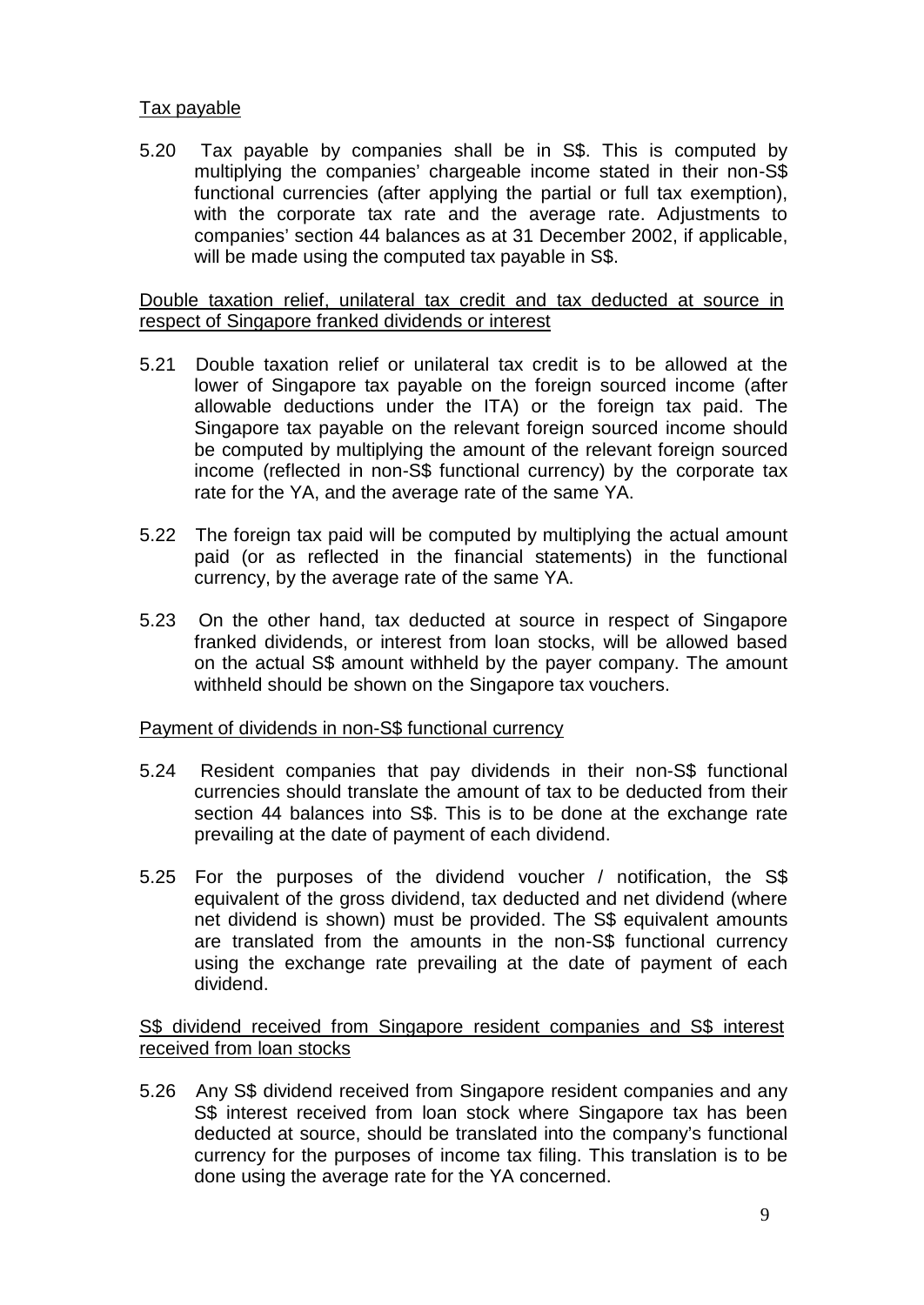Tax payable

5.20 Tax payable by companies shall be in S$. This is computed by multiplying the companies' chargeable income stated in their non-S$ functional currencies (after applying the partial or full tax exemption), with the corporate tax rate and the average rate. Adjustments to companies' section 44 balances as at 31 December 2002, if applicable, will be made using the computed tax payable in S$.

Double taxation relief, unilateral tax credit and tax deducted at source in respect of Singapore franked dividends or interest

5.21 Double taxation relief or unilateral tax credit is to be allowed at the lower of Singapore tax payable on the foreign sourced income (after allowable deductions under the ITA) or the foreign tax paid. The Singapore tax payable on the relevant foreign sourced income should be computed by multiplying the amount of the relevant foreign sourced income (reflected in non-S$ functional currency) by the corporate tax rate for the YA, and the average rate of the same YA.

5.22 The foreign tax paid will be computed by multiplying the actual amount paid (or as reflected in the financial statements) in the functional currency, by the average rate of the same YA.

5.23 On the other hand, tax deducted at source in respect of Singapore franked dividends, or interest from loan stocks, will be allowed based on the actual S$ amount withheld by the payer company. The amount withheld should be shown on the Singapore tax vouchers.

Payment of dividends in non-S$ functional currency

5.24 Resident companies that pay dividends in their non-S$ functional currencies should translate the amount of tax to be deducted from their section 44 balances into S$. This is to be done at the exchange rate prevailing at the date of payment of each dividend.

5.25 For the purposes of the dividend voucher / notification, the S$ equivalent of the gross dividend, tax deducted and net dividend (where net dividend is shown) must be provided. The S$ equivalent amounts are translated from the amounts in the non-S$ functional currency using the exchange rate prevailing at the date of payment of each dividend.

S$ dividend received from Singapore resident companies and S$ interest received from loan stocks

5.26 Any S$ dividend received from Singapore resident companies and any S$ interest received from loan stock where Singapore tax has been deducted at source, should be translated into the company's functional currency for the purposes of income tax filing. This translation is to be done using the average rate for the YA concerned.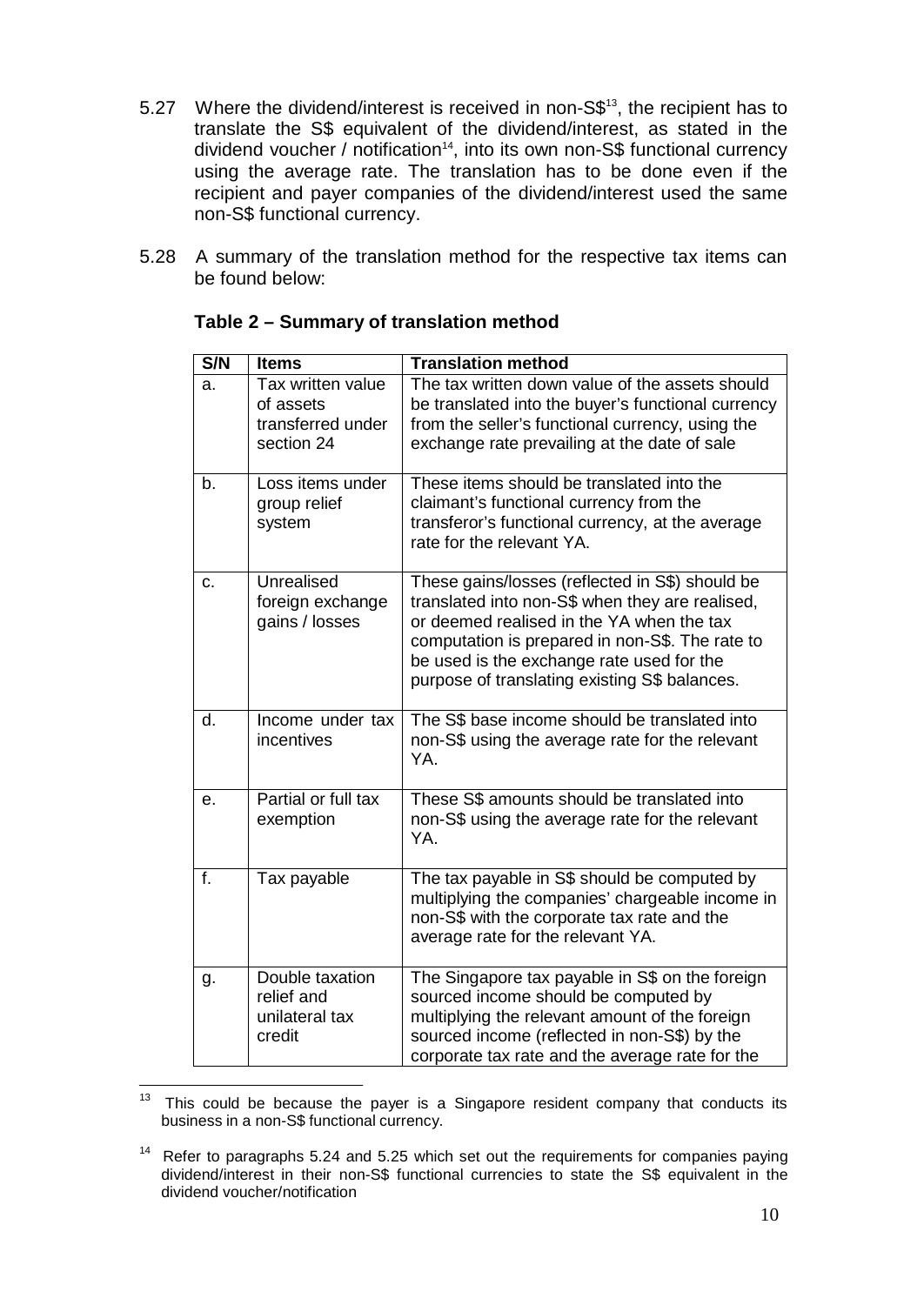5.27 Where the dividend/interest is received in non-S$[13], the recipient has to translate the S$ equivalent of the dividend/interest, as stated in the dividend voucher / notification[14], into its own non-S$ functional currency using the average rate. The translation has to be done even if the recipient and payer companies of the dividend/interest used the same non-S$ functional currency.

5.28 A summary of the translation method for the respective tax items can be found below:

**Table 2 – Summary of translation method**

| S/N | Items | Translation method |
|---|---|---|
| a. | Tax written value of assets transferred under section 24 | The tax written down value of the assets should be translated into the buyer's functional currency from the seller's functional currency, using the exchange rate prevailing at the date of sale |
| b. | Loss items under group relief system | These items should be translated into the claimant's functional currency from the transferor's functional currency, at the average rate for the relevant YA. |
| c. | Unrealised foreign exchange gains / losses | These gains/losses (reflected in S$) should be translated into non-S$ when they are realised, or deemed realised in the YA when the tax computation is prepared in non-S$. The rate to be used is the exchange rate used for the purpose of translating existing S$ balances. |
| d. | Income under tax incentives | The S$ base income should be translated into non-S$ using the average rate for the relevant YA. |
| e. | Partial or full tax exemption | These S$ amounts should be translated into non-S$ using the average rate for the relevant YA. |
| f. | Tax payable | The tax payable in S$ should be computed by multiplying the companies' chargeable income in non-S$ with the corporate tax rate and the average rate for the relevant YA. |
| g. | Double taxation relief and unilateral tax credit | The Singapore tax payable in S$ on the foreign sourced income should be computed by multiplying the relevant amount of the foreign sourced income (reflected in non-S$) by the corporate tax rate and the average rate for the |

[13] This could be because the payer is a Singapore resident company that conducts its business in a non-S$ functional currency.

[14] Refer to paragraphs 5.24 and 5.25 which set out the requirements for companies paying dividend/interest in their non-S$ functional currencies to state the S$ equivalent in the dividend voucher/notification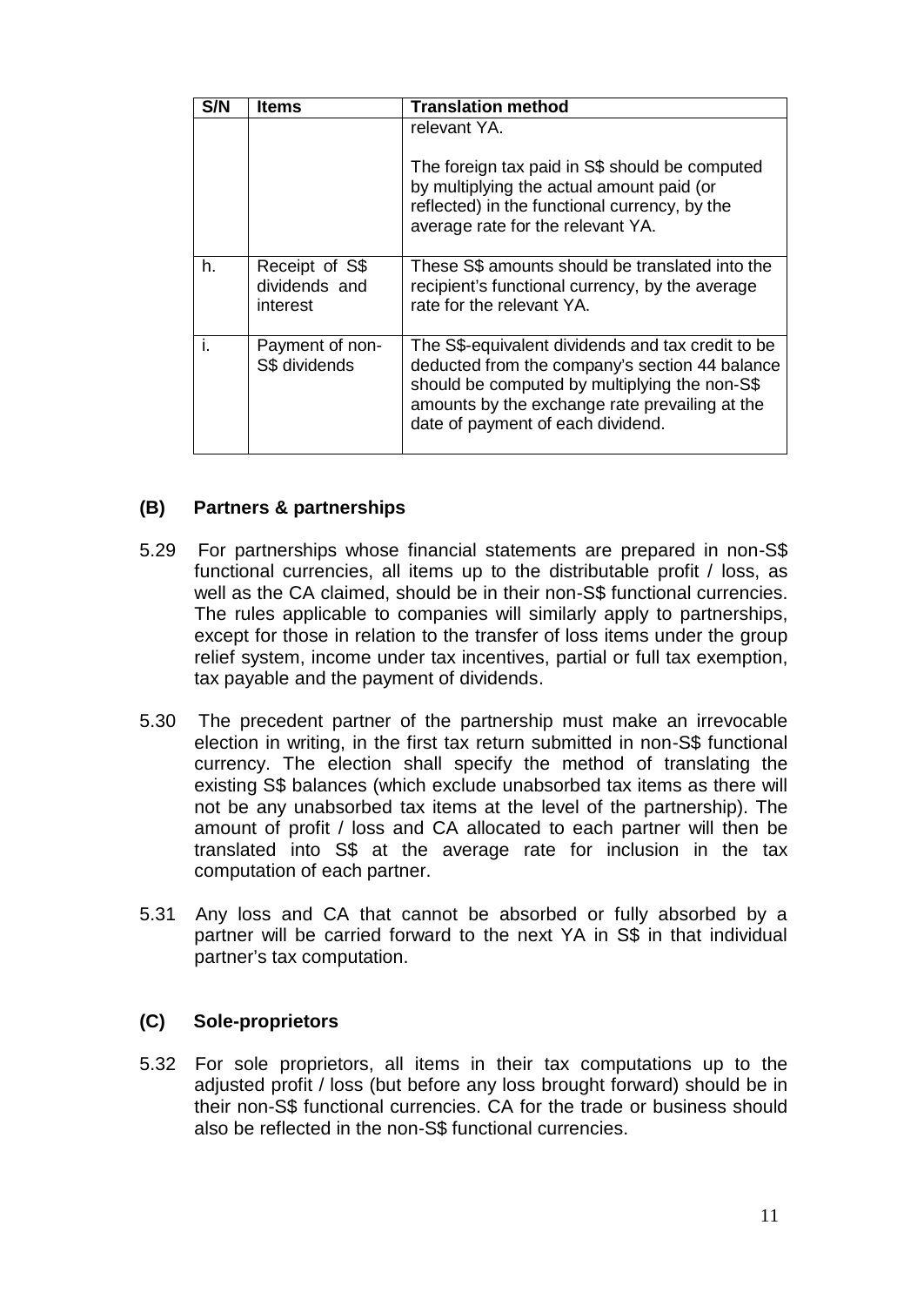| S/N | Items | Translation method |
|---|---|---|
| | | relevant YA.<br><br>The foreign tax paid in S$ should be computed by multiplying the actual amount paid (or reflected) in the functional currency, by the average rate for the relevant YA. |
| h. | Receipt of S$ dividends and interest | These S$ amounts should be translated into the recipient's functional currency, by the average rate for the relevant YA. |
| i. | Payment of non-S$ dividends | The S$-equivalent dividends and tax credit to be deducted from the company's section 44 balance should be computed by multiplying the non-S$ amounts by the exchange rate prevailing at the date of payment of each dividend. |

### (B) Partners & partnerships

5.29 For partnerships whose financial statements are prepared in non-S$ functional currencies, all items up to the distributable profit / loss, as well as the CA claimed, should be in their non-S$ functional currencies. The rules applicable to companies will similarly apply to partnerships, except for those in relation to the transfer of loss items under the group relief system, income under tax incentives, partial or full tax exemption, tax payable and the payment of dividends.

5.30 The precedent partner of the partnership must make an irrevocable election in writing, in the first tax return submitted in non-S$ functional currency. The election shall specify the method of translating the existing S$ balances (which exclude unabsorbed tax items as there will not be any unabsorbed tax items at the level of the partnership). The amount of profit / loss and CA allocated to each partner will then be translated into S$ at the average rate for inclusion in the tax computation of each partner.

5.31 Any loss and CA that cannot be absorbed or fully absorbed by a partner will be carried forward to the next YA in S$ in that individual partner's tax computation.

### (C) Sole-proprietors

5.32 For sole proprietors, all items in their tax computations up to the adjusted profit / loss (but before any loss brought forward) should be in their non-S$ functional currencies. CA for the trade or business should also be reflected in the non-S$ functional currencies.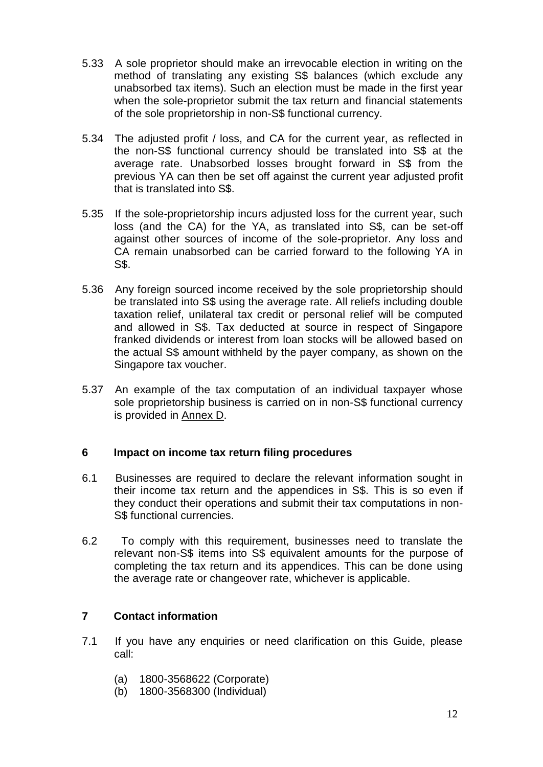5.33 A sole proprietor should make an irrevocable election in writing on the method of translating any existing S$ balances (which exclude any unabsorbed tax items). Such an election must be made in the first year when the sole-proprietor submit the tax return and financial statements of the sole proprietorship in non-S$ functional currency.

5.34 The adjusted profit / loss, and CA for the current year, as reflected in the non-S$ functional currency should be translated into S$ at the average rate. Unabsorbed losses brought forward in S$ from the previous YA can then be set off against the current year adjusted profit that is translated into S$.

5.35 If the sole-proprietorship incurs adjusted loss for the current year, such loss (and the CA) for the YA, as translated into S$, can be set-off against other sources of income of the sole-proprietor. Any loss and CA remain unabsorbed can be carried forward to the following YA in S$.

5.36 Any foreign sourced income received by the sole proprietorship should be translated into S$ using the average rate. All reliefs including double taxation relief, unilateral tax credit or personal relief will be computed and allowed in S$. Tax deducted at source in respect of Singapore franked dividends or interest from loan stocks will be allowed based on the actual S$ amount withheld by the payer company, as shown on the Singapore tax voucher.

5.37 An example of the tax computation of an individual taxpayer whose sole proprietorship business is carried on in non-S$ functional currency is provided in Annex D.

## 6 Impact on income tax return filing procedures

6.1 Businesses are required to declare the relevant information sought in their income tax return and the appendices in S$. This is so even if they conduct their operations and submit their tax computations in non-S$ functional currencies.

6.2 To comply with this requirement, businesses need to translate the relevant non-S$ items into S$ equivalent amounts for the purpose of completing the tax return and its appendices. This can be done using the average rate or changeover rate, whichever is applicable.

## 7 Contact information

7.1 If you have any enquiries or need clarification on this Guide, please call:

(a) 1800-3568622 (Corporate)
(b) 1800-3568300 (Individual)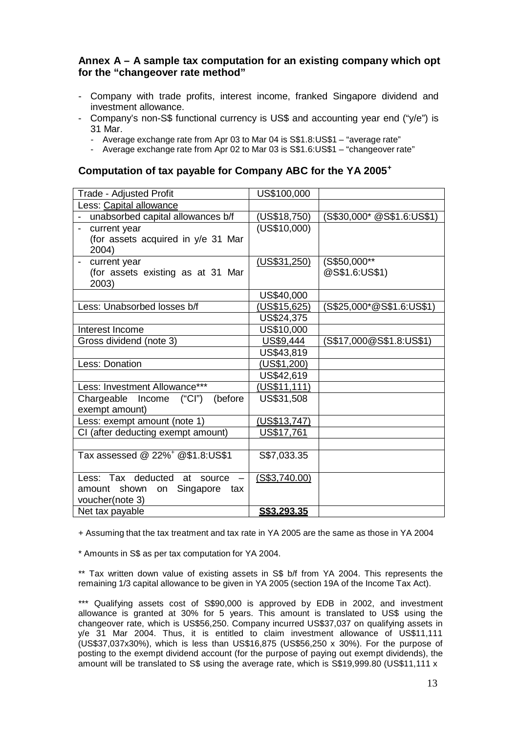### Annex A – A sample tax computation for an existing company which opt for the "changeover rate method"

- Company with trade profits, interest income, franked Singapore dividend and investment allowance.
- Company's non-S$ functional currency is US$ and accounting year end ("y/e") is 31 Mar.
  - Average exchange rate from Apr 03 to Mar 04 is S$1.8:US$1 – "average rate"
  - Average exchange rate from Apr 02 to Mar 03 is S$1.6:US$1 – "changeover rate"

### Computation of tax payable for Company ABC for the YA 2005+

| Trade - Adjusted Profit | US$100,000 | |
|---|---|---|
| Less: Capital allowance | | |
| - unabsorbed capital allowances b/f | (US$18,750) | (S$30,000* @S$1.6:US$1) |
| - current year (for assets acquired in y/e 31 Mar 2004) | (US$10,000) | |
| - current year (for assets existing as at 31 Mar 2003) | (US$31,250) | (S$50,000** @S$1.6:US$1) |
| | US$40,000 | |
| Less: Unabsorbed losses b/f | (US$15,625) | (S$25,000*@S$1.6:US$1) |
| | US$24,375 | |
| Interest Income | US$10,000 | |
| Gross dividend (note 3) | US$9,444 | (S$17,000@S$1.8:US$1) |
| | US$43,819 | |
| Less: Donation | (US$1,200) | |
| | US$42,619 | |
| Less: Investment Allowance*** | (US$11,111) | |
| Chargeable Income ("CI") (before exempt amount) | US$31,508 | |
| Less: exempt amount (note 1) | (US$13,747) | |
| CI (after deducting exempt amount) | US$17,761 | |
| | | |
| Tax assessed @ 22%+ @$1.8:US$1 | S$7,033.35 | |
| Less: Tax deducted at source – amount shown on Singapore tax voucher(note 3) | (S$3,740.00) | |
| Net tax payable | **S$3,293.35** | |

+ Assuming that the tax treatment and tax rate in YA 2005 are the same as those in YA 2004

* Amounts in S$ as per tax computation for YA 2004.

** Tax written down value of existing assets in S$ b/f from YA 2004. This represents the remaining 1/3 capital allowance to be given in YA 2005 (section 19A of the Income Tax Act).

*** Qualifying assets cost of S$90,000 is approved by EDB in 2002, and investment allowance is granted at 30% for 5 years. This amount is translated to US$ using the changeover rate, which is US$56,250. Company incurred US$37,037 on qualifying assets in y/e 31 Mar 2004. Thus, it is entitled to claim investment allowance of US$11,111 (US$37,037x30%), which is less than US$16,875 (US$56,250 x 30%). For the purpose of posting to the exempt dividend account (for the purpose of paying out exempt dividends), the amount will be translated to S$ using the average rate, which is S$19,999.80 (US$11,111 x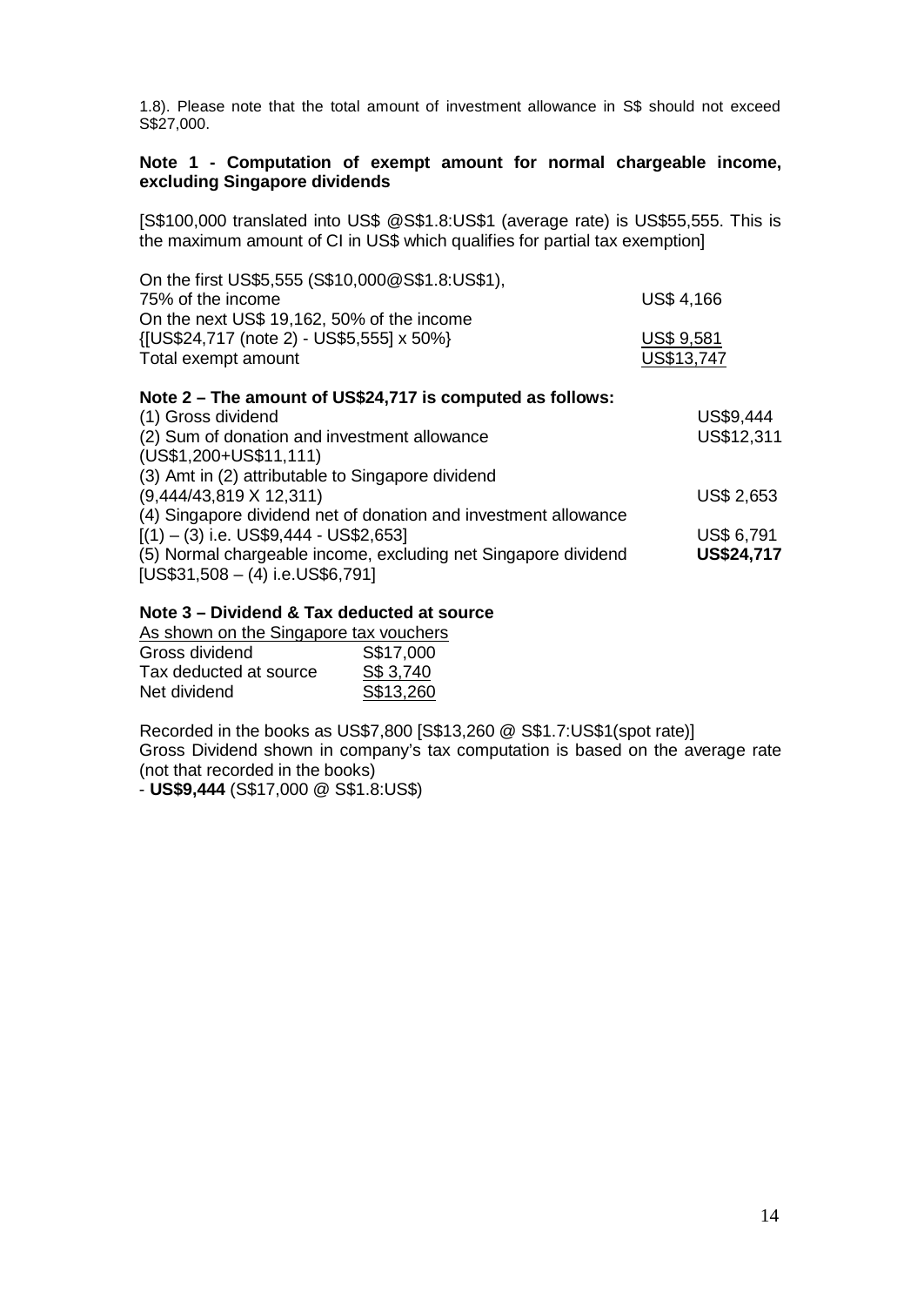1.8). Please note that the total amount of investment allowance in S$ should not exceed S$27,000.

**Note 1 - Computation of exempt amount for normal chargeable income, excluding Singapore dividends**

[S$100,000 translated into US$ @S$1.8:US$1 (average rate) is US$55,555. This is the maximum amount of CI in US$ which qualifies for partial tax exemption]

| | |
|---|---|
| On the first US$5,555 (S$10,000@S$1.8:US$1), 75% of the income | US$ 4,166 |
| On the next US$ 19,162, 50% of the income {[US$24,717 (note 2) - US$5,555] x 50%} | US$ 9,581 |
| Total exempt amount | US$13,747 |

**Note 2 – The amount of US$24,717 is computed as follows:**

| | |
|---|---|
| (1) Gross dividend | US$9,444 |
| (2) Sum of donation and investment allowance (US$1,200+US$11,111) | US$12,311 |
| (3) Amt in (2) attributable to Singapore dividend (9,444/43,819 X 12,311) | US$ 2,653 |
| (4) Singapore dividend net of donation and investment allowance [(1) – (3) i.e. US$9,444 - US$2,653] | US$ 6,791 |
| (5) Normal chargeable income, excluding net Singapore dividend [US$31,508 – (4) i.e.US$6,791] | **US$24,717** |

**Note 3 – Dividend & Tax deducted at source**

As shown on the Singapore tax vouchers

| | |
|---|---|
| Gross dividend | S$17,000 |
| Tax deducted at source | S$ 3,740 |
| Net dividend | S$13,260 |

Recorded in the books as US$7,800 [S$13,260 @ S$1.7:US$1(spot rate)]
Gross Dividend shown in company's tax computation is based on the average rate (not that recorded in the books)
- **US$9,444** (S$17,000 @ S$1.8:US$)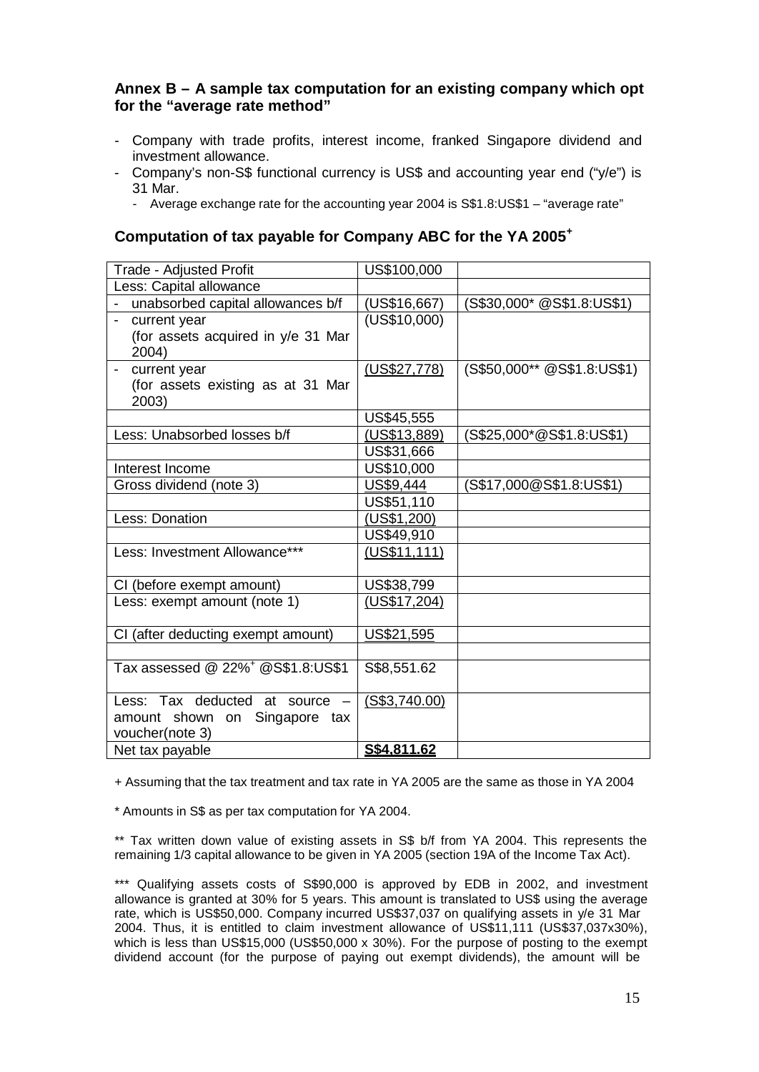### Annex B – A sample tax computation for an existing company which opt for the "average rate method"

- Company with trade profits, interest income, franked Singapore dividend and investment allowance.
- Company's non-S$ functional currency is US$ and accounting year end ("y/e") is 31 Mar.
  - Average exchange rate for the accounting year 2004 is S$1.8:US$1 – "average rate"

### Computation of tax payable for Company ABC for the YA 2005+

| Trade - Adjusted Profit | US$100,000 | |
|---|---|---|
| Less: Capital allowance | | |
| - unabsorbed capital allowances b/f | (US$16,667) | (S$30,000* @S$1.8:US$1) |
| - current year (for assets acquired in y/e 31 Mar 2004) | (US$10,000) | |
| - current year (for assets existing as at 31 Mar 2003) | (US$27,778) | (S$50,000** @S$1.8:US$1) |
| | US$45,555 | |
| Less: Unabsorbed losses b/f | (US$13,889) | (S$25,000*@S$1.8:US$1) |
| | US$31,666 | |
| Interest Income | US$10,000 | |
| Gross dividend (note 3) | US$9,444 | (S$17,000@S$1.8:US$1) |
| | US$51,110 | |
| Less: Donation | (US$1,200) | |
| | US$49,910 | |
| Less: Investment Allowance*** | (US$11,111) | |
| CI (before exempt amount) | US$38,799 | |
| Less: exempt amount (note 1) | (US$17,204) | |
| CI (after deducting exempt amount) | US$21,595 | |
| | | |
| Tax assessed @ 22%+ @S$1.8:US$1 | S$8,551.62 | |
| Less: Tax deducted at source – amount shown on Singapore tax voucher(note 3) | (S$3,740.00) | |
| Net tax payable | **S$4,811.62** | |

+ Assuming that the tax treatment and tax rate in YA 2005 are the same as those in YA 2004

\* Amounts in S$ as per tax computation for YA 2004.

\** Tax written down value of existing assets in S$ b/f from YA 2004. This represents the remaining 1/3 capital allowance to be given in YA 2005 (section 19A of the Income Tax Act).

\*** Qualifying assets costs of S$90,000 is approved by EDB in 2002, and investment allowance is granted at 30% for 5 years. This amount is translated to US$ using the average rate, which is US$50,000. Company incurred US$37,037 on qualifying assets in y/e 31 Mar 2004. Thus, it is entitled to claim investment allowance of US$11,111 (US$37,037x30%), which is less than US$15,000 (US$50,000 x 30%). For the purpose of posting to the exempt dividend account (for the purpose of paying out exempt dividends), the amount will be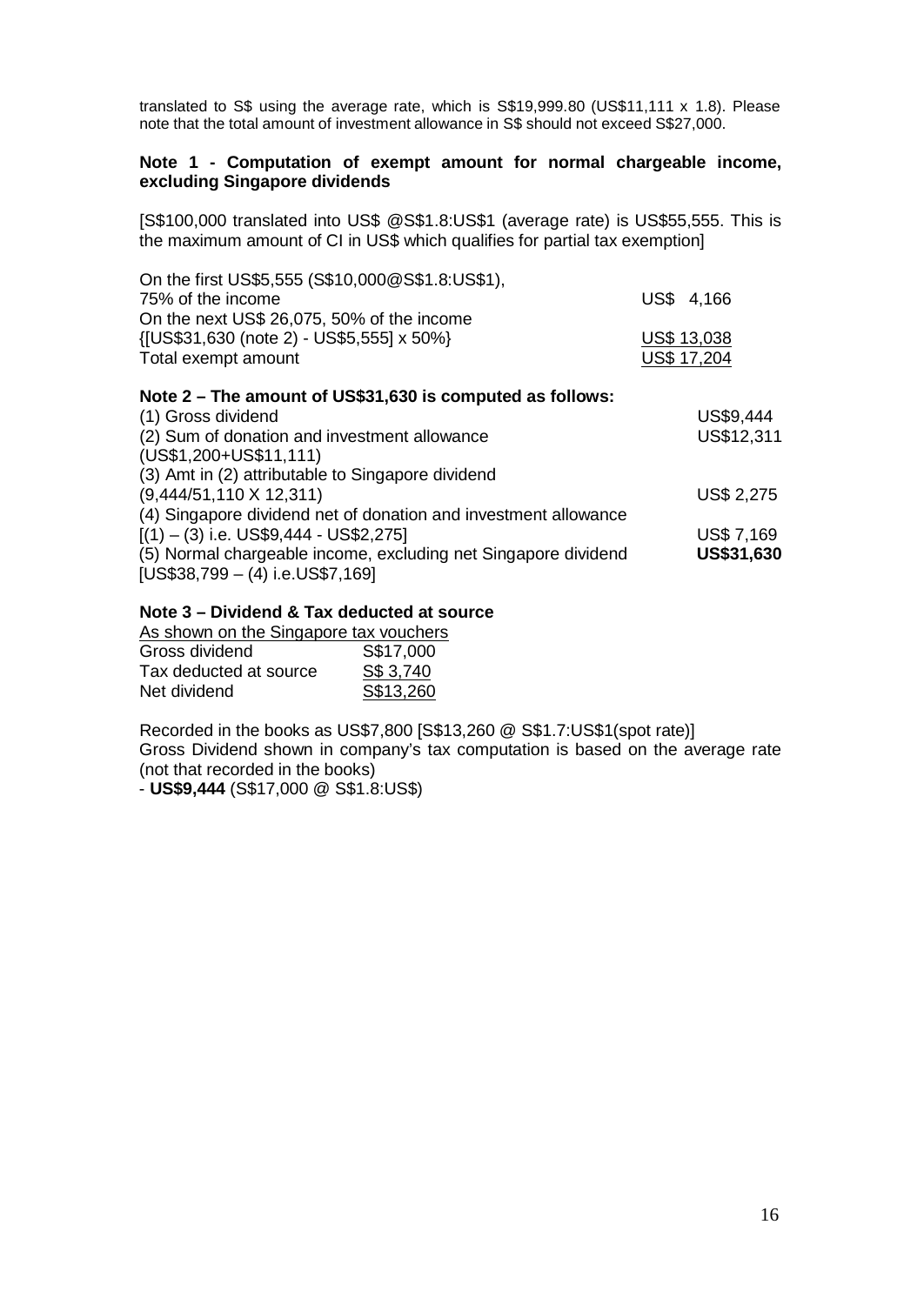translated to S$ using the average rate, which is S$19,999.80 (US$11,111 x 1.8). Please note that the total amount of investment allowance in S$ should not exceed S$27,000.

**Note 1 - Computation of exempt amount for normal chargeable income, excluding Singapore dividends**

[S$100,000 translated into US$ @S$1.8:US$1 (average rate) is US$55,555. This is the maximum amount of CI in US$ which qualifies for partial tax exemption]

| | |
|---|---|
| On the first US$5,555 (S$10,000@S$1.8:US$1), 75% of the income | US$ 4,166 |
| On the next US$ 26,075, 50% of the income {[US$31,630 (note 2) - US$5,555] x 50%} | US$ 13,038 |
| Total exempt amount | US$ 17,204 |

**Note 2 – The amount of US$31,630 is computed as follows:**

| | |
|---|---|
| (1) Gross dividend | US$9,444 |
| (2) Sum of donation and investment allowance (US$1,200+US$11,111) | US$12,311 |
| (3) Amt in (2) attributable to Singapore dividend (9,444/51,110 X 12,311) | US$ 2,275 |
| (4) Singapore dividend net of donation and investment allowance [(1) – (3) i.e. US$9,444 - US$2,275] | US$ 7,169 |
| (5) Normal chargeable income, excluding net Singapore dividend [US$38,799 – (4) i.e.US$7,169] | **US$31,630** |

**Note 3 – Dividend & Tax deducted at source**

As shown on the Singapore tax vouchers

| | |
|---|---|
| Gross dividend | S$17,000 |
| Tax deducted at source | S$ 3,740 |
| Net dividend | S$13,260 |

Recorded in the books as US$7,800 [S$13,260 @ S$1.7:US$1(spot rate)]
Gross Dividend shown in company's tax computation is based on the average rate (not that recorded in the books)
- **US$9,444** (S$17,000 @ S$1.8:US$)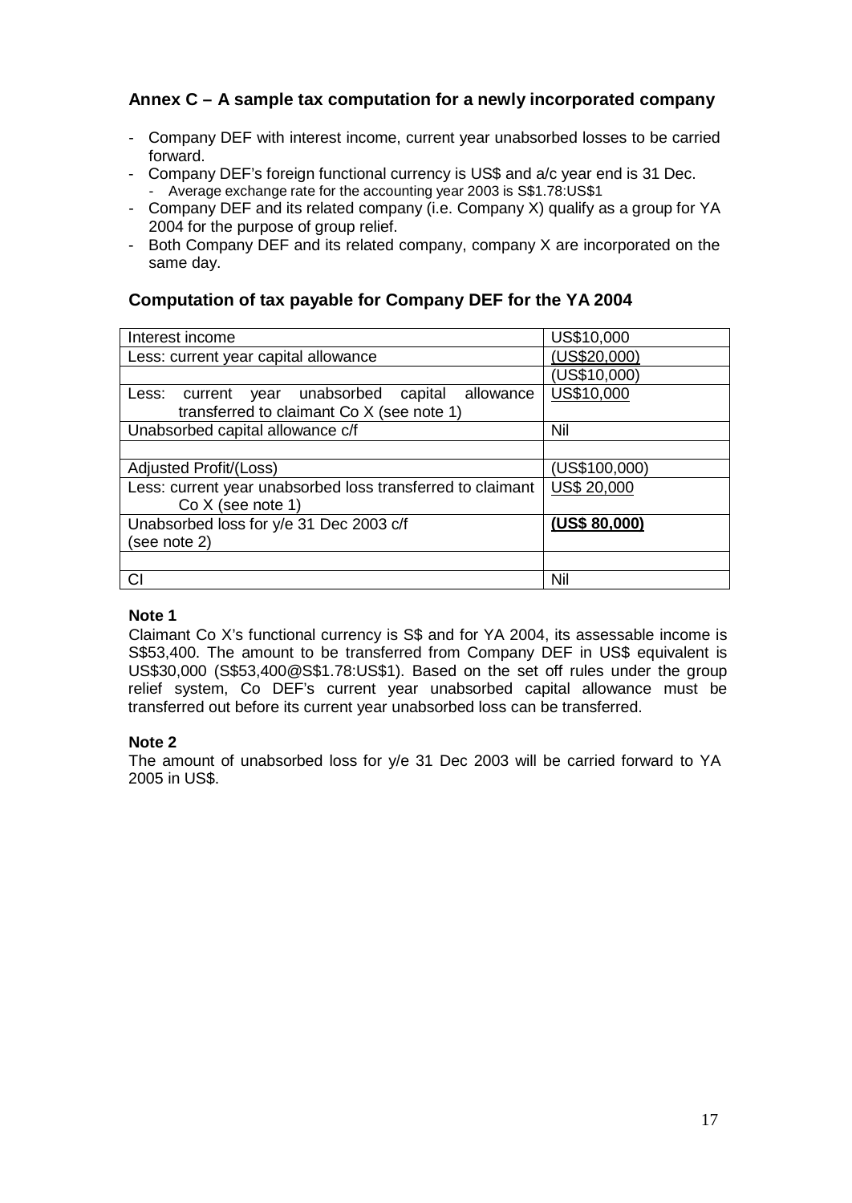## Annex C – A sample tax computation for a newly incorporated company

- Company DEF with interest income, current year unabsorbed losses to be carried forward.
- Company DEF's foreign functional currency is US$ and a/c year end is 31 Dec.
    - Average exchange rate for the accounting year 2003 is S$1.78:US$1
- Company DEF and its related company (i.e. Company X) qualify as a group for YA 2004 for the purpose of group relief.
- Both Company DEF and its related company, company X are incorporated on the same day.

### Computation of tax payable for Company DEF for the YA 2004

| | |
|---|---|
| Interest income | US$10,000 |
| Less: current year capital allowance | (US$20,000) |
| | (US$10,000) |
| Less: current year unabsorbed capital allowance transferred to claimant Co X (see note 1) | US$10,000 |
| Unabsorbed capital allowance c/f | Nil |
| | |
| Adjusted Profit/(Loss) | (US$100,000) |
| Less: current year unabsorbed loss transferred to claimant Co X (see note 1) | US$ 20,000 |
| Unabsorbed loss for y/e 31 Dec 2003 c/f (see note 2) | **(US$ 80,000)** |
| | |
| CI | Nil |

**Note 1**

Claimant Co X's functional currency is S$ and for YA 2004, its assessable income is S$53,400. The amount to be transferred from Company DEF in US$ equivalent is US$30,000 (S$53,400@S$1.78:US$1). Based on the set off rules under the group relief system, Co DEF's current year unabsorbed capital allowance must be transferred out before its current year unabsorbed loss can be transferred.

**Note 2**

The amount of unabsorbed loss for y/e 31 Dec 2003 will be carried forward to YA 2005 in US$.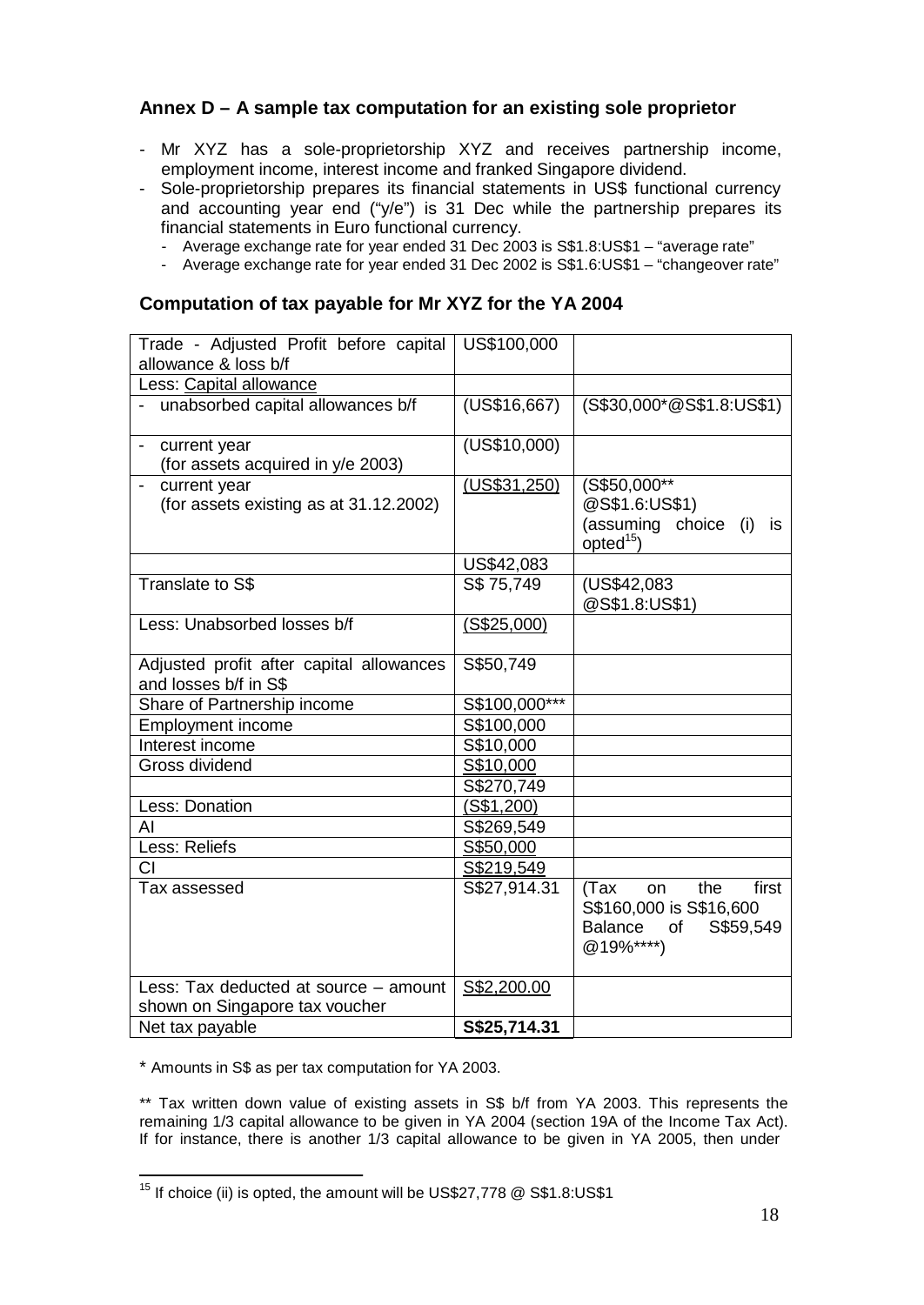## Annex D – A sample tax computation for an existing sole proprietor

- Mr XYZ has a sole-proprietorship XYZ and receives partnership income, employment income, interest income and franked Singapore dividend.
- Sole-proprietorship prepares its financial statements in US$ functional currency and accounting year end ("y/e") is 31 Dec while the partnership prepares its financial statements in Euro functional currency.
  - Average exchange rate for year ended 31 Dec 2003 is S$1.8:US$1 – "average rate"
  - Average exchange rate for year ended 31 Dec 2002 is S$1.6:US$1 – "changeover rate"

### Computation of tax payable for Mr XYZ for the YA 2004

| | | |
|---|---|---|
| Trade - Adjusted Profit before capital allowance & loss b/f | US$100,000 | |
| Less: Capital allowance | | |
| - unabsorbed capital allowances b/f | (US$16,667) | (S$30,000*@S$1.8:US$1) |
| - current year (for assets acquired in y/e 2003) | (US$10,000) | |
| - current year (for assets existing as at 31.12.2002) | (US$31,250) | (S$50,000** @S$1.6:US$1) (assuming choice (i) is opted[15]) |
| | US$42,083 | |
| Translate to S$ | S$ 75,749 | (US$42,083 @S$1.8:US$1) |
| Less: Unabsorbed losses b/f | (S$25,000) | |
| Adjusted profit after capital allowances and losses b/f in S$ | S$50,749 | |
| Share of Partnership income | S$100,000*** | |
| Employment income | S$100,000 | |
| Interest income | S$10,000 | |
| Gross dividend | S$10,000 | |
| | S$270,749 | |
| Less: Donation | (S$1,200) | |
| AI | S$269,549 | |
| Less: Reliefs | S$50,000 | |
| CI | S$219,549 | |
| Tax assessed | S$27,914.31 | (Tax on the first S$160,000 is S$16,600 Balance of S$59,549 @19%****) |
| Less: Tax deducted at source – amount shown on Singapore tax voucher | S$2,200.00 | |
| Net tax payable | **S$25,714.31** | |

\* Amounts in S$ as per tax computation for YA 2003.

** Tax written down value of existing assets in S$ b/f from YA 2003. This represents the remaining 1/3 capital allowance to be given in YA 2004 (section 19A of the Income Tax Act). If for instance, there is another 1/3 capital allowance to be given in YA 2005, then under

[15] If choice (ii) is opted, the amount will be US$27,778 @ S$1.8:US$1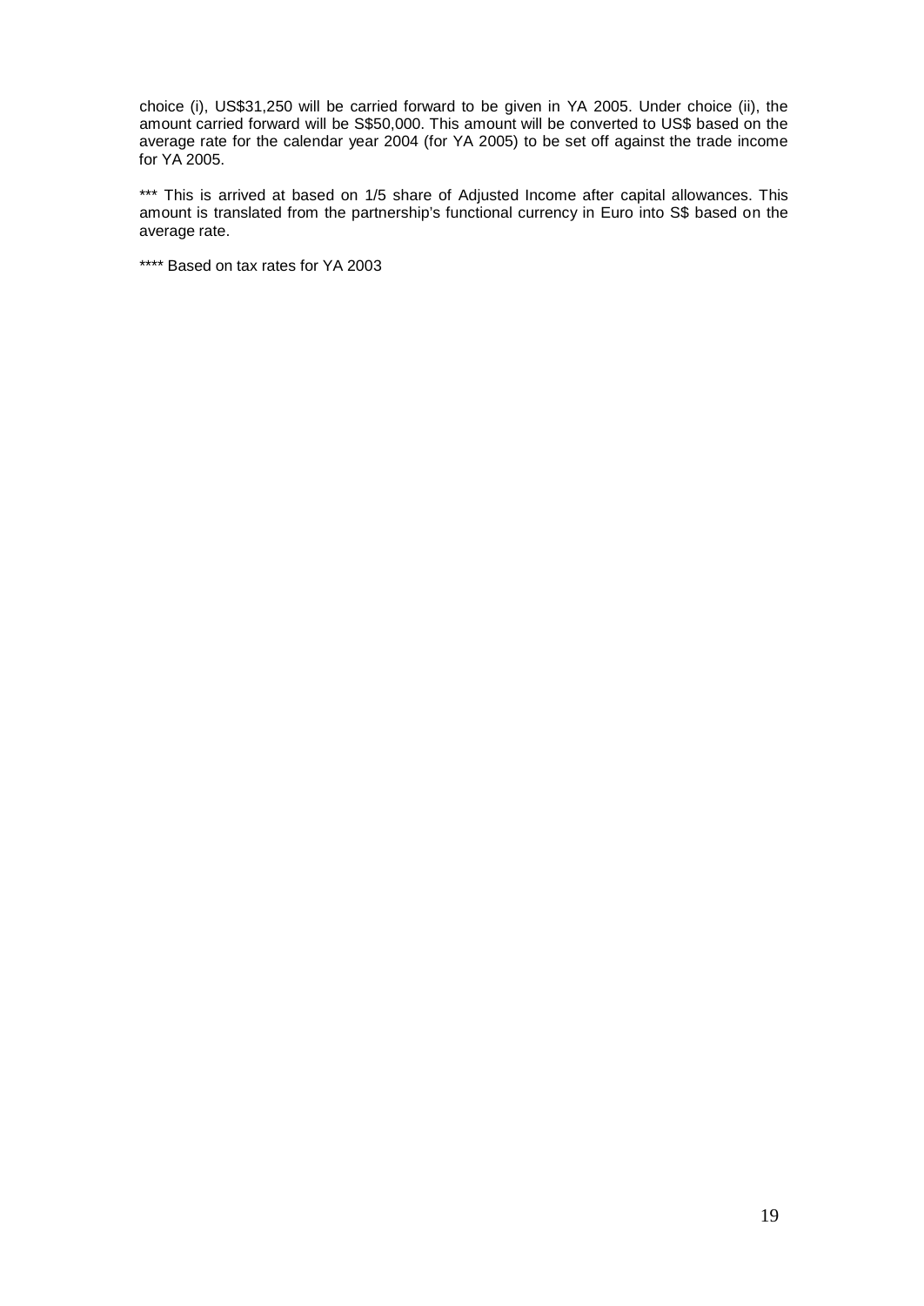choice (i), US$31,250 will be carried forward to be given in YA 2005. Under choice (ii), the amount carried forward will be S$50,000. This amount will be converted to US$ based on the average rate for the calendar year 2004 (for YA 2005) to be set off against the trade income for YA 2005.

*** This is arrived at based on 1/5 share of Adjusted Income after capital allowances. This amount is translated from the partnership's functional currency in Euro into S$ based on the average rate.

**** Based on tax rates for YA 2003